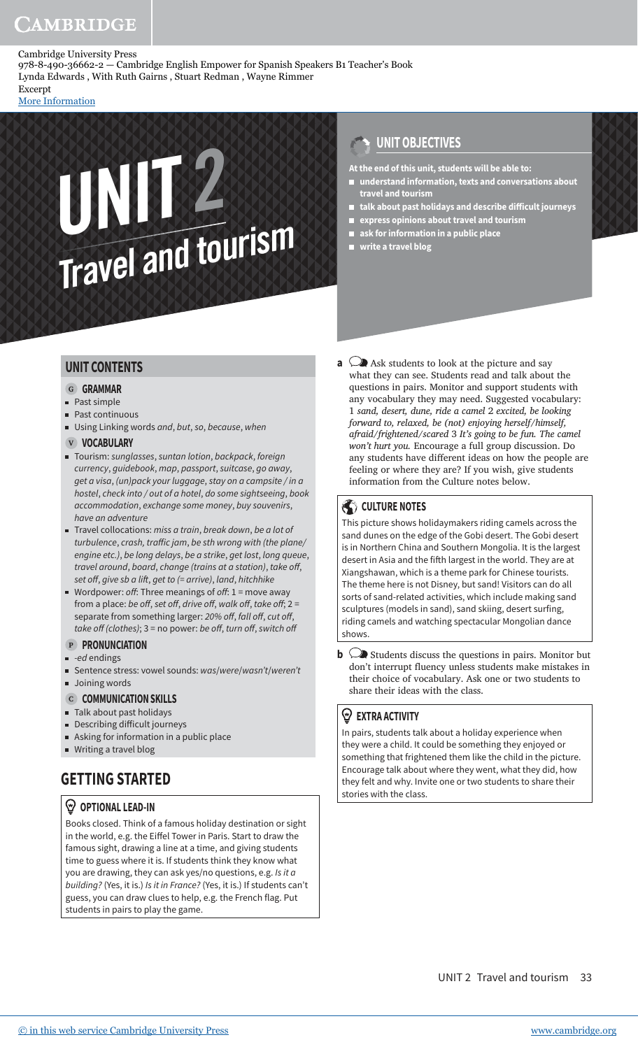Cambridge University Press
978-8-490-36662-2 — Cambridge English Empower for Spanish Speakers B1 Teacher's Book
Lynda Edwards , With Ruth Gairns , Stuart Redman , Wayne Rimmer
Excerpt
More Information

# UNIT 2
# Travel and tourism

## UNIT OBJECTIVES

**At the end of this unit, students will be able to:**

- **understand information, texts and conversations about travel and tourism**
- **talk about past holidays and describe difficult journeys**
- **express opinions about travel and tourism**
- **ask for information in a public place**
- **write a travel blog**

## UNIT CONTENTS

### G GRAMMAR

- Past simple
- Past continuous
- Using Linking words *and*, *but*, *so*, *because*, *when*

### V VOCABULARY

- Tourism: *sunglasses*, *suntan lotion*, *backpack*, *foreign currency*, *guidebook*, *map*, *passport*, *suitcase*, *go away*, *get a visa*, *(un)pack your luggage*, *stay on a campsite / in a hostel*, *check into / out of a hotel*, *do some sightseeing*, *book accommodation*, *exchange some money*, *buy souvenirs*, *have an adventure*
- Travel collocations: *miss a train*, *break down*, *be a lot of turbulence*, *crash*, *traffic jam*, *be sth wrong with (the plane/ engine etc.)*, *be long delays*, *be a strike*, *get lost*, *long queue*, *travel around*, *board*, *change (trains at a station)*, *take off*, *set off*, *give sb a lift*, *get to (= arrive)*, *land*, *hitchhike*
- Wordpower: *off*: Three meanings of *off*: 1 = move away from a place: *be off*, *set off*, *drive off*, *walk off*, *take off*; 2 = separate from something larger: *20% off*, *fall off*, *cut off*, *take off (clothes)*; 3 = no power: *be off*, *turn off*, *switch off*

### P PRONUNCIATION

- *-ed* endings
- Sentence stress: vowel sounds: *was*/*were*/*wasn't*/*weren't*
- Joining words

### C COMMUNICATION SKILLS

- Talk about past holidays
- Describing difficult journeys
- Asking for information in a public place
- Writing a travel blog

## GETTING STARTED

### OPTIONAL LEAD-IN

Books closed. Think of a famous holiday destination or sight in the world, e.g. the Eiffel Tower in Paris. Start to draw the famous sight, drawing a line at a time, and giving students time to guess where it is. If students think they know what you are drawing, they can ask yes/no questions, e.g. *Is it a building?* (Yes, it is.) *Is it in France?* (Yes, it is.) If students can't guess, you can draw clues to help, e.g. the French flag. Put students in pairs to play the game.

**a** Ask students to look at the picture and say what they can see. Students read and talk about the questions in pairs. Monitor and support students with any vocabulary they may need. Suggested vocabulary: 1 *sand, desert, dune, ride a camel* 2 *excited, be looking forward to, relaxed, be (not) enjoying herself/himself, afraid/frightened/scared* 3 *It's going to be fun. The camel won't hurt you.* Encourage a full group discussion. Do any students have different ideas on how the people are feeling or where they are? If you wish, give students information from the Culture notes below.

### CULTURE NOTES

This picture shows holidaymakers riding camels across the sand dunes on the edge of the Gobi desert. The Gobi desert is in Northern China and Southern Mongolia. It is the largest desert in Asia and the fifth largest in the world. They are at Xiangshawan, which is a theme park for Chinese tourists. The theme here is not Disney, but sand! Visitors can do all sorts of sand-related activities, which include making sand sculptures (models in sand), sand skiing, desert surfing, riding camels and watching spectacular Mongolian dance shows.

**b** Students discuss the questions in pairs. Monitor but don't interrupt fluency unless students make mistakes in their choice of vocabulary. Ask one or two students to share their ideas with the class.

### EXTRA ACTIVITY

In pairs, students talk about a holiday experience when they were a child. It could be something they enjoyed or something that frightened them like the child in the picture. Encourage talk about where they went, what they did, how they felt and why. Invite one or two students to share their stories with the class.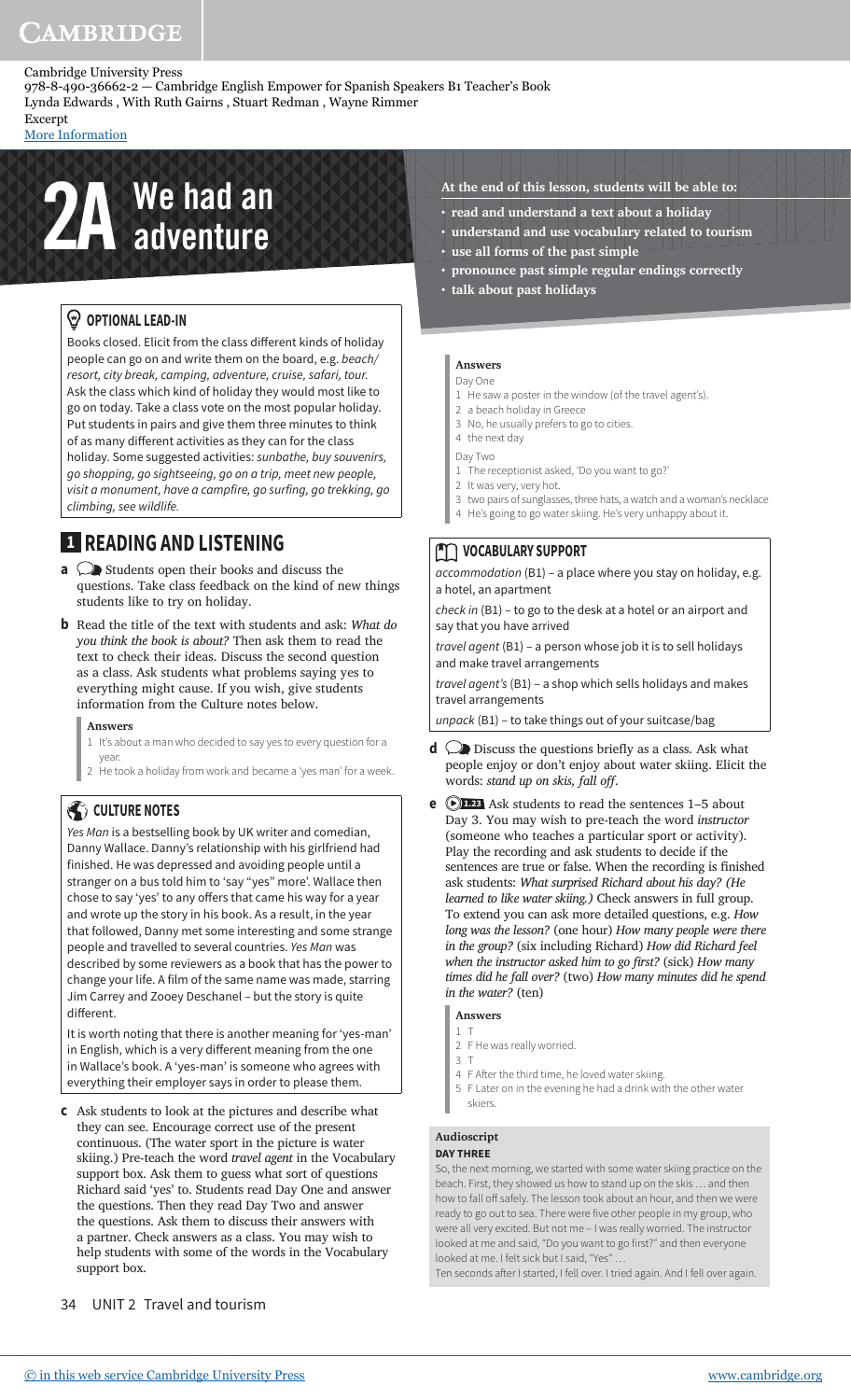Cambridge University Press
978-8-490-36662-2 — Cambridge English Empower for Spanish Speakers B1 Teacher's Book
Lynda Edwards , With Ruth Gairns , Stuart Redman , Wayne Rimmer
Excerpt
More Information

# 2A We had an adventure

**At the end of this lesson, students will be able to:**

- **read and understand a text about a holiday**
- **understand and use vocabulary related to tourism**
- **use all forms of the past simple**
- **pronounce past simple regular endings correctly**
- **talk about past holidays**

### OPTIONAL LEAD-IN

Books closed. Elicit from the class different kinds of holiday people can go on and write them on the board, e.g. *beach/resort, city break, camping, adventure, cruise, safari, tour.* Ask the class which kind of holiday they would most like to go on today. Take a class vote on the most popular holiday. Put students in pairs and give them three minutes to think of as many different activities as they can for the class holiday. Some suggested activities: *sunbathe, buy souvenirs, go shopping, go sightseeing, go on a trip, meet new people, visit a monument, have a campfire, go surfing, go trekking, go climbing, see wildlife.*

## 1 READING AND LISTENING

**a** Students open their books and discuss the questions. Take class feedback on the kind of new things students like to try on holiday.

**b** Read the title of the text with students and ask: *What do you think the book is about?* Then ask them to read the text to check their ideas. Discuss the second question as a class. Ask students what problems saying yes to everything might cause. If you wish, give students information from the Culture notes below.

**Answers**

1 It's about a man who decided to say yes to every question for a year.
2 He took a holiday from work and became a 'yes man' for a week.

### CULTURE NOTES

*Yes Man* is a bestselling book by UK writer and comedian, Danny Wallace. Danny's relationship with his girlfriend had finished. He was depressed and avoiding people until a stranger on a bus told him to 'say "yes" more'. Wallace then chose to say 'yes' to any offers that came his way for a year and wrote up the story in his book. As a result, in the year that followed, Danny met some interesting and some strange people and travelled to several countries. *Yes Man* was described by some reviewers as a book that has the power to change your life. A film of the same name was made, starring Jim Carrey and Zooey Deschanel – but the story is quite different.

It is worth noting that there is another meaning for 'yes-man' in English, which is a very different meaning from the one in Wallace's book. A 'yes-man' is someone who agrees with everything their employer says in order to please them.

**c** Ask students to look at the pictures and describe what they can see. Encourage correct use of the present continuous. (The water sport in the picture is water skiing.) Pre-teach the word *travel agent* in the Vocabulary support box. Ask them to guess what sort of questions Richard said 'yes' to. Students read Day One and answer the questions. Then they read Day Two and answer the questions. Ask them to discuss their answers with a partner. Check answers as a class. You may wish to help students with some of the words in the Vocabulary support box.

**Answers**

Day One
1 He saw a poster in the window (of the travel agent's).
2 a beach holiday in Greece
3 No, he usually prefers to go to cities.
4 the next day

Day Two
1 The receptionist asked, 'Do you want to go?'
2 It was very, very hot.
3 two pairs of sunglasses, three hats, a watch and a woman's necklace
4 He's going to go water skiing. He's very unhappy about it.

### VOCABULARY SUPPORT

*accommodation* (B1) – a place where you stay on holiday, e.g. a hotel, an apartment

*check in* (B1) – to go to the desk at a hotel or an airport and say that you have arrived

*travel agent* (B1) – a person whose job it is to sell holidays and make travel arrangements

*travel agent's* (B1) – a shop which sells holidays and makes travel arrangements

*unpack* (B1) – to take things out of your suitcase/bag

**d** Discuss the questions briefly as a class. Ask what people enjoy or don't enjoy about water skiing. Elicit the words: *stand up on skis, fall off*.

**e** 1.23 Ask students to read the sentences 1–5 about Day 3. You may wish to pre-teach the word *instructor* (someone who teaches a particular sport or activity). Play the recording and ask students to decide if the sentences are true or false. When the recording is finished ask students: *What surprised Richard about his day? (He learned to like water skiing.)* Check answers in full group. To extend you can ask more detailed questions, e.g. *How long was the lesson?* (one hour) *How many people were there in the group?* (six including Richard) *How did Richard feel when the instructor asked him to go first?* (sick) *How many times did he fall over?* (two) *How many minutes did he spend in the water?* (ten)

**Answers**

1 T
2 F He was really worried.
3 T
4 F After the third time, he loved water skiing.
5 F Later on in the evening he had a drink with the other water skiers.

**Audioscript**

**DAY THREE**

So, the next morning, we started with some water skiing practice on the beach. First, they showed us how to stand up on the skis … and then how to fall off safely. The lesson took about an hour, and then we were ready to go out to sea. There were five other people in my group, who were all very excited. But not me – I was really worried. The instructor looked at me and said, "Do you want to go first?" and then everyone looked at me. I felt sick but I said, "Yes" …

Ten seconds after I started, I fell over. I tried again. And I fell over again.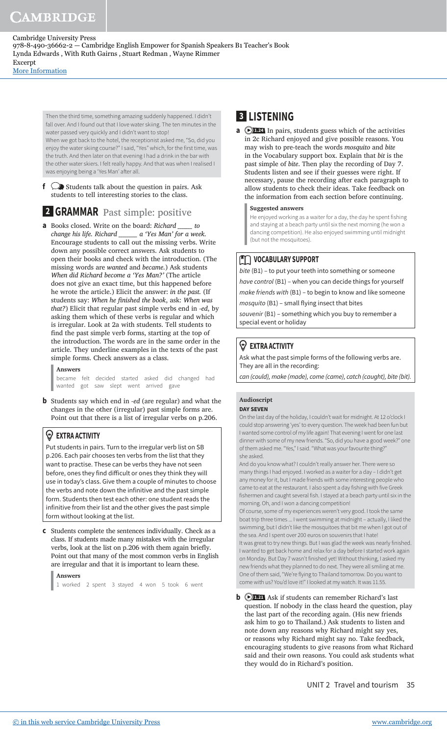Then the third time, something amazing suddenly happened. I didn't fall over. And I found out that I love water skiing. The ten minutes in the water passed very quickly and I didn't want to stop!
When we got back to the hotel, the receptionist asked me, "So, did you enjoy the water skiing course?" I said, "Yes" which, for the first time, was the truth. And then later on that evening I had a drink in the bar with the other water skiers. I felt really happy. And that was when I realised I was enjoying being a 'Yes Man' after all.

**f** Students talk about the question in pairs. Ask students to tell interesting stories to the class.

## 2 GRAMMAR Past simple: positive

**a** Books closed. Write on the board: *Richard \_\_\_\_ to change his life. Richard \_\_\_\_\_ a 'Yes Man' for a week.* Encourage students to call out the missing verbs. Write down any possible correct answers. Ask students to open their books and check with the introduction. (The missing words are *wanted* and *became*.) Ask students *When did Richard become a 'Yes Man?'* (The article does not give an exact time, but this happened before he wrote the article.) Elicit the answer: *in the past.* (If students say: *When he finished the book*, ask: *When was that?*) Elicit that regular past simple verbs end in *-ed*, by asking them which of these verbs is regular and which is irregular. Look at 2a with students. Tell students to find the past simple verb forms, starting at the top of the introduction. The words are in the same order in the article. They underline examples in the texts of the past simple forms. Check answers as a class.

**Answers**
became felt decided started asked did changed had wanted got saw slept went arrived gave

**b** Students say which end in *-ed* (are regular) and what the changes in the other (irregular) past simple forms are. Point out that there is a list of irregular verbs on p.206.

### EXTRA ACTIVITY

Put students in pairs. Turn to the irregular verb list on SB p.206. Each pair chooses ten verbs from the list that they want to practise. These can be verbs they have not seen before, ones they find difficult or ones they think they will use in today's class. Give them a couple of minutes to choose the verbs and note down the infinitive and the past simple form. Students then test each other: one student reads the infinitive from their list and the other gives the past simple form without looking at the list.

**c** Students complete the sentences individually. Check as a class. If students made many mistakes with the irregular verbs, look at the list on p.206 with them again briefly. Point out that many of the most common verbs in English are irregular and that it is important to learn these.

**Answers**
1 worked 2 spent 3 stayed 4 won 5 took 6 went

## 3 LISTENING

**a** 1.24 In pairs, students guess which of the activities in 2c Richard enjoyed and give possible reasons. You may wish to pre-teach the words *mosquito* and *bite* in the Vocabulary support box. Explain that *bit* is the past simple of *bite*. Then play the recording of Day 7. Students listen and see if their guesses were right. If necessary, pause the recording after each paragraph to allow students to check their ideas. Take feedback on the information from each section before continuing.

**Suggested answers**
He enjoyed working as a waiter for a day, the day he spent fishing and staying at a beach party until six the next morning (he won a dancing competition). He also enjoyed swimming until midnight (but not the mosquitoes).

### VOCABULARY SUPPORT

*bite* (B1) – to put your teeth into something or someone
*have control* (B1) – when you can decide things for yourself
*make friends with* (B1) – to begin to know and like someone
*mosquito* (B1) – small flying insect that bites
*souvenir* (B1) – something which you buy to remember a special event or holiday

### EXTRA ACTIVITY

Ask what the past simple forms of the following verbs are. They are all in the recording:
*can (could), make (made), come (came), catch (caught), bite (bit).*

**Audioscript**
**DAY SEVEN**
On the last day of the holiday, I couldn't wait for midnight. At 12 o'clock I could stop answering 'yes' to every question. The week had been fun but I wanted some control of my life again! That evening I went for one last dinner with some of my new friends. "So, did you have a good week?" one of them asked me. "Yes," I said. "What was your favourite thing?" she asked.
And do you know what? I couldn't really answer her. There were so many things I had enjoyed. I worked as a waiter for a day – I didn't get any money for it, but I made friends with some interesting people who came to eat at the restaurant. I also spent a day fishing with five Greek fishermen and caught several fish. I stayed at a beach party until six in the morning. Oh, and I won a dancing competition!
Of course, some of my experiences weren't very good. I took the same boat trip three times … I went swimming at midnight – actually, I liked the swimming, but I didn't like the mosquitoes that bit me when I got out of the sea. And I spent over 200 euros on souvenirs that I hate!
It was great to try new things. But I was glad the week was nearly finished. I wanted to get back home and relax for a day before I started work again on Monday. But Day 7 wasn't finished yet! Without thinking, I asked my new friends what they planned to do next. They were all smiling at me. One of them said, "We're flying to Thailand tomorrow. Do you want to come with us? You'd love it!" I looked at my watch. It was 11.55.

**b** 1.21 Ask if students can remember Richard's last question. If nobody in the class heard the question, play the last part of the recording again. (His new friends ask him to go to Thailand.) Ask students to listen and note down any reasons why Richard might say yes, or reasons why Richard might say no. Take feedback, encouraging students to give reasons from what Richard said and their own reasons. You could ask students what they would do in Richard's position.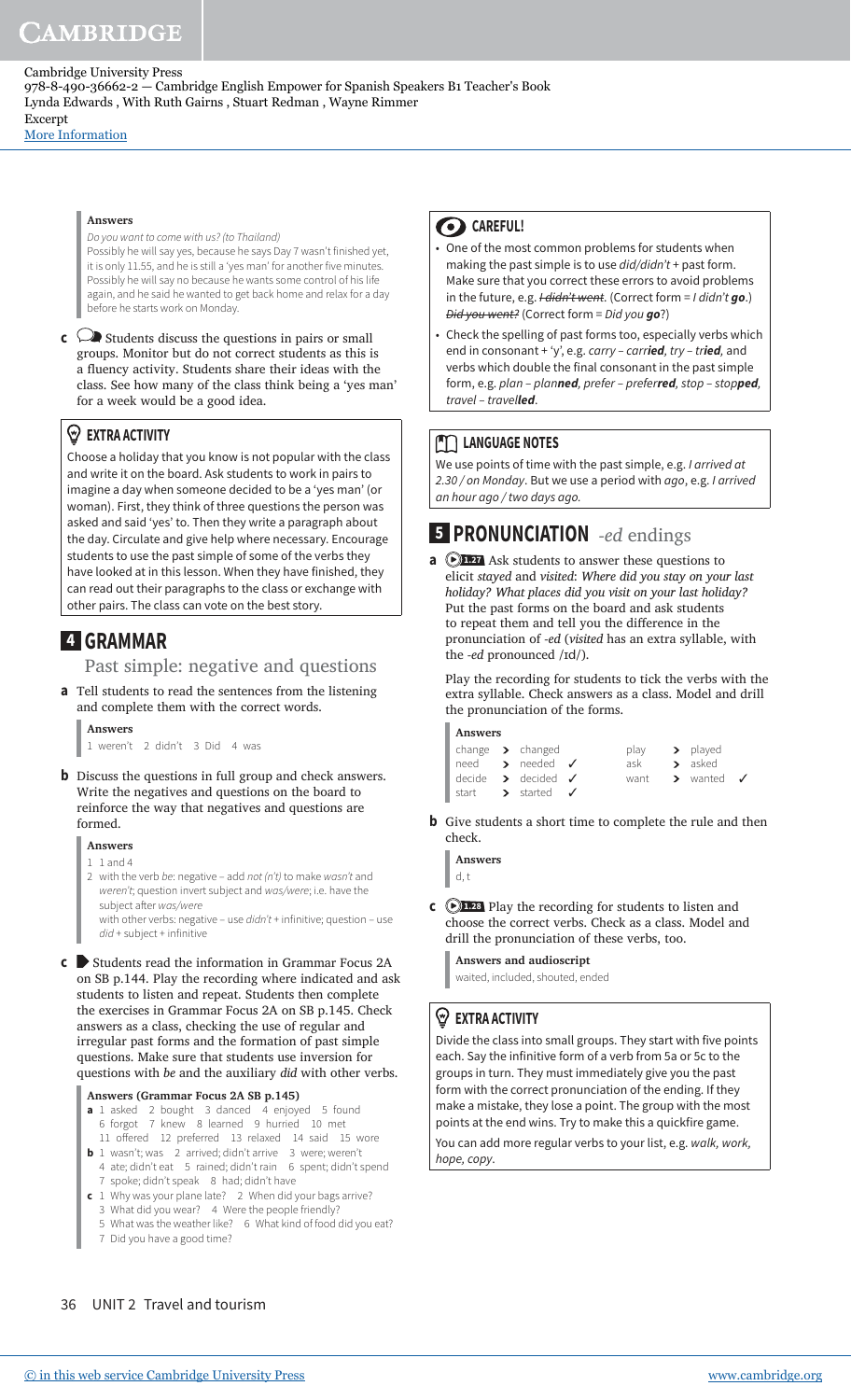**Answers**

*Do you want to come with us? (to Thailand)*
Possibly he will say yes, because he says Day 7 wasn't finished yet, it is only 11.55, and he is still a 'yes man' for another five minutes. Possibly he will say no because he wants some control of his life again, and he said he wanted to get back home and relax for a day before he starts work on Monday.

**c** Students discuss the questions in pairs or small groups. Monitor but do not correct students as this is a fluency activity. Students share their ideas with the class. See how many of the class think being a 'yes man' for a week would be a good idea.

### EXTRA ACTIVITY

Choose a holiday that you know is not popular with the class and write it on the board. Ask students to work in pairs to imagine a day when someone decided to be a 'yes man' (or woman). First, they think of three questions the person was asked and said 'yes' to. Then they write a paragraph about the day. Circulate and give help where necessary. Encourage students to use the past simple of some of the verbs they have looked at in this lesson. When they have finished, they can read out their paragraphs to the class or exchange with other pairs. The class can vote on the best story.

## 4 GRAMMAR

### Past simple: negative and questions

**a** Tell students to read the sentences from the listening and complete them with the correct words.

**Answers**
1 weren't 2 didn't 3 Did 4 was

**b** Discuss the questions in full group and check answers. Write the negatives and questions on the board to reinforce the way that negatives and questions are formed.

**Answers**
1 1 and 4
2 with the verb *be*: negative – add *not (n't)* to make *wasn't* and *weren't*; question invert subject and *was/were*; i.e. have the subject after *was/were*
with other verbs: negative – use *didn't* + infinitive; question – use *did* + subject + infinitive

**c** Students read the information in Grammar Focus 2A on SB p.144. Play the recording where indicated and ask students to listen and repeat. Students then complete the exercises in Grammar Focus 2A on SB p.145. Check answers as a class, checking the use of regular and irregular past forms and the formation of past simple questions. Make sure that students use inversion for questions with *be* and the auxiliary *did* with other verbs.

**Answers (Grammar Focus 2A SB p.145)**
**a** 1 asked 2 bought 3 danced 4 enjoyed 5 found 6 forgot 7 knew 8 learned 9 hurried 10 met 11 offered 12 preferred 13 relaxed 14 said 15 wore
**b** 1 wasn't; was 2 arrived; didn't arrive 3 were; weren't 4 ate; didn't eat 5 rained; didn't rain 6 spent; didn't spend 7 spoke; didn't speak 8 had; didn't have
**c** 1 Why was your plane late? 2 When did your bags arrive? 3 What did you wear? 4 Were the people friendly? 5 What was the weather like? 6 What kind of food did you eat? 7 Did you have a good time?

### CAREFUL!

- One of the most common problems for students when making the past simple is to use *did/didn't* + past form. Make sure that you correct these errors to avoid problems in the future, e.g. ~~*I didn't went*~~. (Correct form = *I didn't **go***.) ~~*Did you went?*~~ (Correct form = *Did you **go**?*)
- Check the spelling of past forms too, especially verbs which end in consonant + 'y', e.g. *carry – carr**ied**, try – tr**ied***, and verbs which double the final consonant in the past simple form, e.g. *plan – plan**ned**, prefer – prefer**red**, stop – stop**ped**, travel – travel**led***.

### LANGUAGE NOTES

We use points of time with the past simple, e.g. *I arrived at 2.30 / on Monday*. But we use a period with *ago*, e.g. *I arrived an hour ago / two days ago.*

## 5 PRONUNCIATION *-ed* endings

**a** 1.27 Ask students to answer these questions to elicit *stayed* and *visited*: *Where did you stay on your last holiday? What places did you visit on your last holiday?* Put the past forms on the board and ask students to repeat them and tell you the difference in the pronunciation of *-ed* (*visited* has an extra syllable, with the *-ed* pronounced /ɪd/).

Play the recording for students to tick the verbs with the extra syllable. Check answers as a class. Model and drill the pronunciation of the forms.

**Answers**

| | | | | | |
|---|---|---|---|---|---|
| change | > changed | | play | > played | |
| need | > needed | ✓ | ask | > asked | |
| decide | > decided | ✓ | want | > wanted | ✓ |
| start | > started | ✓ | | | |

**b** Give students a short time to complete the rule and then check.

**Answers**
d, t

**c** 1.28 Play the recording for students to listen and choose the correct verbs. Check as a class. Model and drill the pronunciation of these verbs, too.

**Answers and audioscript**
waited, included, shouted, ended

### EXTRA ACTIVITY

Divide the class into small groups. They start with five points each. Say the infinitive form of a verb from 5a or 5c to the groups in turn. They must immediately give you the past form with the correct pronunciation of the ending. If they make a mistake, they lose a point. The group with the most points at the end wins. Try to make this a quickfire game.

You can add more regular verbs to your list, e.g. *walk, work, hope, copy*.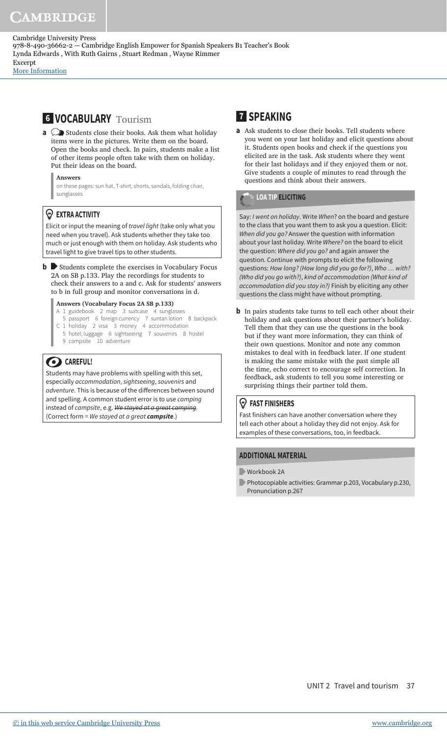## 6 VOCABULARY Tourism

**a** Students close their books. Ask them what holiday items were in the pictures. Write them on the board. Open the books and check. In pairs, students make a list of other items people often take with them on holiday. Put their ideas on the board.

**Answers**
on these pages: sun hat, T-shirt, shorts, sandals, folding chair, sunglasses

### EXTRA ACTIVITY

Elicit or input the meaning of *travel light* (take only what you need when you travel). Ask students whether they take too much or just enough with them on holiday. Ask students who travel light to give travel tips to other students.

**b** Students complete the exercises in Vocabulary Focus 2A on SB p.133. Play the recordings for students to check their answers to a and c. Ask for students' answers to b in full group and monitor conversations in d.

**Answers (Vocabulary Focus 2A SB p.133)**
A 1 guidebook 2 map 3 suitcase 4 sunglasses 5 passport 6 foreign currency 7 suntan lotion 8 backpack
C 1 holiday 2 visa 3 money 4 accommodation 5 hotel; luggage 6 sightseeing 7 souvenirs 8 hostel 9 campsite 10 adventure

### CAREFUL!

Students may have problems with spelling with this set, especially *accommodation*, *sightseeing*, *souvenirs* and *adventure*. This is because of the differences between sound and spelling. A common student error is to use *camping* instead of *campsite*, e.g. ~~*We stayed at a great camping.*~~ (Correct form = *We stayed at a great* ***campsite***.)

## 7 SPEAKING

**a** Ask students to close their books. Tell students where you went on your last holiday and elicit questions about it. Students open books and check if the questions you elicited are in the task. Ask students where they went for their last holidays and if they enjoyed them or not. Give students a couple of minutes to read through the questions and think about their answers.

### LOA TIP ELICITING

Say: *I went on holiday*. Write *When*? on the board and gesture to the class that you want them to ask you a question. Elicit: *When did you go?* Answer the question with information about your last holiday. Write *Where?* on the board to elicit the question: *Where did you go?* and again answer the question. Continue with prompts to elicit the following questions: *How long? (How long did you go for?)*, *Who … with? (Who did you go with?)*, *kind of accommodation (What kind of accommodation did you stay in?)* Finish by eliciting any other questions the class might have without prompting.

**b** In pairs students take turns to tell each other about their holiday and ask questions about their partner's holiday. Tell them that they can use the questions in the book but if they want more information, they can think of their own questions. Monitor and note any common mistakes to deal with in feedback later. If one student is making the same mistake with the past simple all the time, echo correct to encourage self correction. In feedback, ask students to tell you some interesting or surprising things their partner told them.

### FAST FINISHERS

Fast finishers can have another conversation where they tell each other about a holiday they did not enjoy. Ask for examples of these conversations, too, in feedback.

### ADDITIONAL MATERIAL

- Workbook 2A
- Photocopiable activities: Grammar p.203, Vocabulary p.230, Pronunciation p.267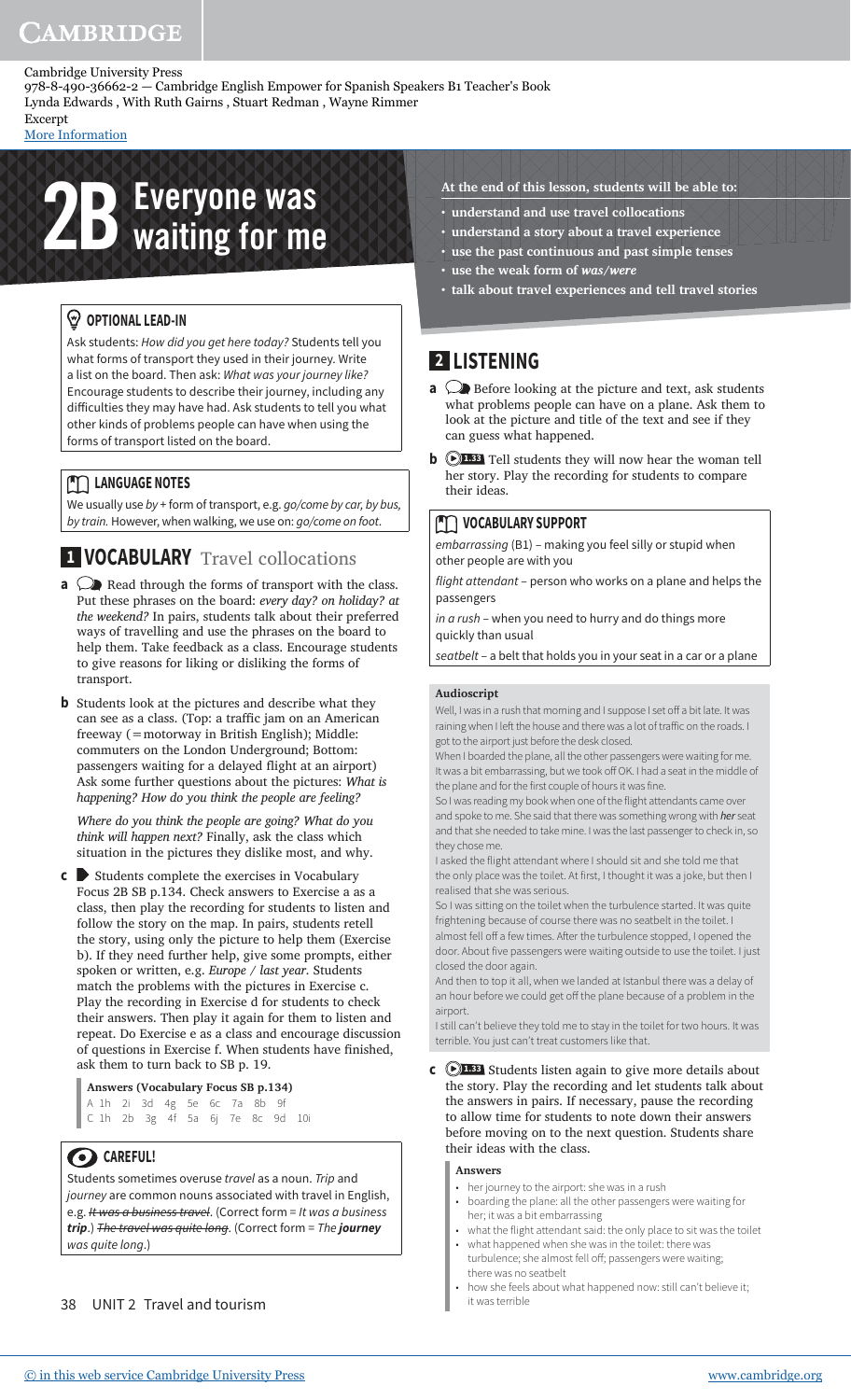Cambridge University Press
978-8-490-36662-2 — Cambridge English Empower for Spanish Speakers B1 Teacher's Book
Lynda Edwards , With Ruth Gairns , Stuart Redman , Wayne Rimmer
Excerpt
More Information

# 2B Everyone was waiting for me

**At the end of this lesson, students will be able to:**

- **understand and use travel collocations**
- **understand a story about a travel experience**
- **use the past continuous and past simple tenses**
- **use the weak form of *was/were***
- **talk about travel experiences and tell travel stories**

### OPTIONAL LEAD-IN

Ask students: *How did you get here today?* Students tell you what forms of transport they used in their journey. Write a list on the board. Then ask: *What was your journey like?* Encourage students to describe their journey, including any difficulties they may have had. Ask students to tell you what other kinds of problems people can have when using the forms of transport listed on the board.

### LANGUAGE NOTES

We usually use *by* + form of transport, e.g. *go/come by car, by bus, by train.* However, when walking, we use on: *go/come on foot*.

## 1 VOCABULARY Travel collocations

**a** Read through the forms of transport with the class. Put these phrases on the board: *every day? on holiday? at the weekend?* In pairs, students talk about their preferred ways of travelling and use the phrases on the board to help them. Take feedback as a class. Encourage students to give reasons for liking or disliking the forms of transport.

**b** Students look at the pictures and describe what they can see as a class. (Top: a traffic jam on an American freeway (= motorway in British English); Middle: commuters on the London Underground; Bottom: passengers waiting for a delayed flight at an airport) Ask some further questions about the pictures: *What is happening? How do you think the people are feeling?*

*Where do you think the people are going? What do you think will happen next?* Finally, ask the class which situation in the pictures they dislike most, and why.

**c** Students complete the exercises in Vocabulary Focus 2B SB p.134. Check answers to Exercise a as a class, then play the recording for students to listen and follow the story on the map. In pairs, students retell the story, using only the picture to help them (Exercise b). If they need further help, give some prompts, either spoken or written, e.g. *Europe / last year*. Students match the problems with the pictures in Exercise c. Play the recording in Exercise d for students to check their answers. Then play it again for them to listen and repeat. Do Exercise e as a class and encourage discussion of questions in Exercise f. When students have finished, ask them to turn back to SB p. 19.

**Answers (Vocabulary Focus SB p.134)**
A 1h 2i 3d 4g 5e 6c 7a 8b 9f
C 1h 2b 3g 4f 5a 6j 7e 8c 9d 10i

### CAREFUL!

Students sometimes overuse *travel* as a noun. *Trip* and *journey* are common nouns associated with travel in English, e.g. ~~*It was a business travel*~~. (Correct form = *It was a business* ***trip***.) ~~*The travel was quite long*~~. (Correct form = *The* ***journey*** *was quite long*.)

## 2 LISTENING

**a** Before looking at the picture and text, ask students what problems people can have on a plane. Ask them to look at the picture and title of the text and see if they can guess what happened.

**b** 1.33 Tell students they will now hear the woman tell her story. Play the recording for students to compare their ideas.

### VOCABULARY SUPPORT

*embarrassing* (B1) – making you feel silly or stupid when other people are with you

*flight attendant* – person who works on a plane and helps the passengers

*in a rush* – when you need to hurry and do things more quickly than usual

*seatbelt* – a belt that holds you in your seat in a car or a plane

**Audioscript**

Well, I was in a rush that morning and I suppose I set off a bit late. It was raining when I left the house and there was a lot of traffic on the roads. I got to the airport just before the desk closed.

When I boarded the plane, all the other passengers were waiting for me. It was a bit embarrassing, but we took off OK. I had a seat in the middle of the plane and for the first couple of hours it was fine.

So I was reading my book when one of the flight attendants came over and spoke to me. She said that there was something wrong with *her* seat and that she needed to take mine. I was the last passenger to check in, so they chose me.

I asked the flight attendant where I should sit and she told me that the only place was the toilet. At first, I thought it was a joke, but then I realised that she was serious.

So I was sitting on the toilet when the turbulence started. It was quite frightening because of course there was no seatbelt in the toilet. I almost fell off a few times. After the turbulence stopped, I opened the door. About five passengers were waiting outside to use the toilet. I just closed the door again.

And then to top it all, when we landed at Istanbul there was a delay of an hour before we could get off the plane because of a problem in the airport.

I still can't believe they told me to stay in the toilet for two hours. It was terrible. You just can't treat customers like that.

**c** 1.33 Students listen again to give more details about the story. Play the recording and let students talk about the answers in pairs. If necessary, pause the recording to allow time for students to note down their answers before moving on to the next question. Students share their ideas with the class.

**Answers**

- her journey to the airport: she was in a rush
- boarding the plane: all the other passengers were waiting for her; it was a bit embarrassing
- what the flight attendant said: the only place to sit was the toilet
- what happened when she was in the toilet: there was turbulence; she almost fell off; passengers were waiting; there was no seatbelt
- how she feels about what happened now: still can't believe it; it was terrible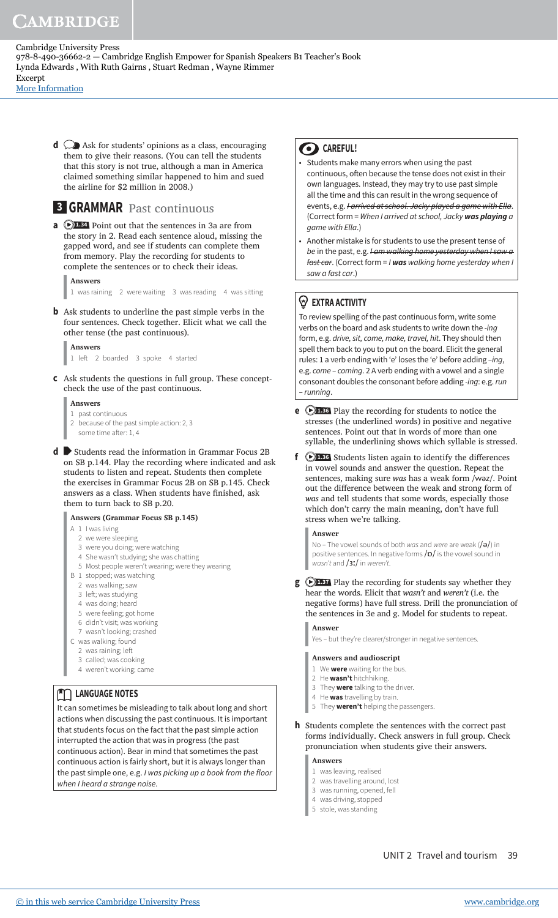**d** Ask for students' opinions as a class, encouraging them to give their reasons. (You can tell the students that this story is not true, although a man in America claimed something similar happened to him and sued the airline for $2 million in 2008.)

## 3 GRAMMAR Past continuous

**a** 1.34 Point out that the sentences in 3a are from the story in 2. Read each sentence aloud, missing the gapped word, and see if students can complete them from memory. Play the recording for students to complete the sentences or to check their ideas.

**Answers**

1 was raining 2 were waiting 3 was reading 4 was sitting

**b** Ask students to underline the past simple verbs in the four sentences. Check together. Elicit what we call the other tense (the past continuous).

**Answers**

1 left 2 boarded 3 spoke 4 started

**c** Ask students the questions in full group. These concept-check the use of the past continuous.

**Answers**

1 past continuous
2 because of the past simple action: 2, 3
some time after: 1, 4

**d** Students read the information in Grammar Focus 2B on SB p.144. Play the recording where indicated and ask students to listen and repeat. Students then complete the exercises in Grammar Focus 2B on SB p.145. Check answers as a class. When students have finished, ask them to turn back to SB p.20.

**Answers (Grammar Focus SB p.145)**

A 1 I was living
2 we were sleeping
3 were you doing; were watching
4 She wasn't studying; she was chatting
5 Most people weren't wearing; were they wearing

B 1 stopped; was watching
2 was walking; saw
3 left; was studying
4 was doing; heard
5 were feeling; got home
6 didn't visit; was working
7 wasn't looking; crashed

C was walking; found
2 was raining; left
3 called; was cooking
4 weren't working; came

### LANGUAGE NOTES

It can sometimes be misleading to talk about long and short actions when discussing the past continuous. It is important that students focus on the fact that the past simple action interrupted the action that was in progress (the past continuous action). Bear in mind that sometimes the past continuous action is fairly short, but it is always longer than the past simple one, e.g. *I was picking up a book from the floor when I heard a strange noise.*

### CAREFUL!

- Students make many errors when using the past continuous, often because the tense does not exist in their own languages. Instead, they may try to use past simple all the time and this can result in the wrong sequence of events, e.g. ~~*I arrived at school. Jacky played a game with Ella*~~. (Correct form = *When I arrived at school, Jacky **was playing** a game with Ella*.)
- Another mistake is for students to use the present tense of *be* in the past, e.g. ~~*I am walking home yesterday when I saw a fast car*~~. (Correct form = *I **was** walking home yesterday when I saw a fast car*.)

### EXTRA ACTIVITY

To review spelling of the past continuous form, write some verbs on the board and ask students to write down the *-ing* form, e.g. *drive, sit, come, make, travel, hit*. They should then spell them back to you to put on the board. Elicit the general rules: 1 a verb ending with 'e' loses the 'e' before adding *–ing*, e.g. *come – coming*. 2 A verb ending with a vowel and a single consonant doubles the consonant before adding *-ing*: e.g. *run – running*.

**e** 1.36 Play the recording for students to notice the stresses (the underlined words) in positive and negative sentences. Point out that in words of more than one syllable, the underlining shows which syllable is stressed.

**f** 1.36 Students listen again to identify the differences in vowel sounds and answer the question. Repeat the sentences, making sure *was* has a weak form /wəz/. Point out the difference between the weak and strong form of *was* and tell students that some words, especially those which don't carry the main meaning, don't have full stress when we're talking.

**Answer**

No – The vowel sounds of both *was* and *were* are weak (/ə/) in positive sentences. In negative forms /ɒ/ is the vowel sound in *wasn't* and /ɜː/ in *weren't*.

**g** 1.37 Play the recording for students say whether they hear the words. Elicit that *wasn't* and *weren't* (i.e. the negative forms) have full stress. Drill the pronunciation of the sentences in 3e and g. Model for students to repeat.

**Answer**

Yes – but they're clearer/stronger in negative sentences.

**Answers and audioscript**

1 We **were** waiting for the bus.
2 He **wasn't** hitchhiking.
3 They **were** talking to the driver.
4 He **was** travelling by train.
5 They **weren't** helping the passengers.

**h** Students complete the sentences with the correct past forms individually. Check answers in full group. Check pronunciation when students give their answers.

**Answers**

1 was leaving, realised
2 was travelling around, lost
3 was running, opened, fell
4 was driving, stopped
5 stole, was standing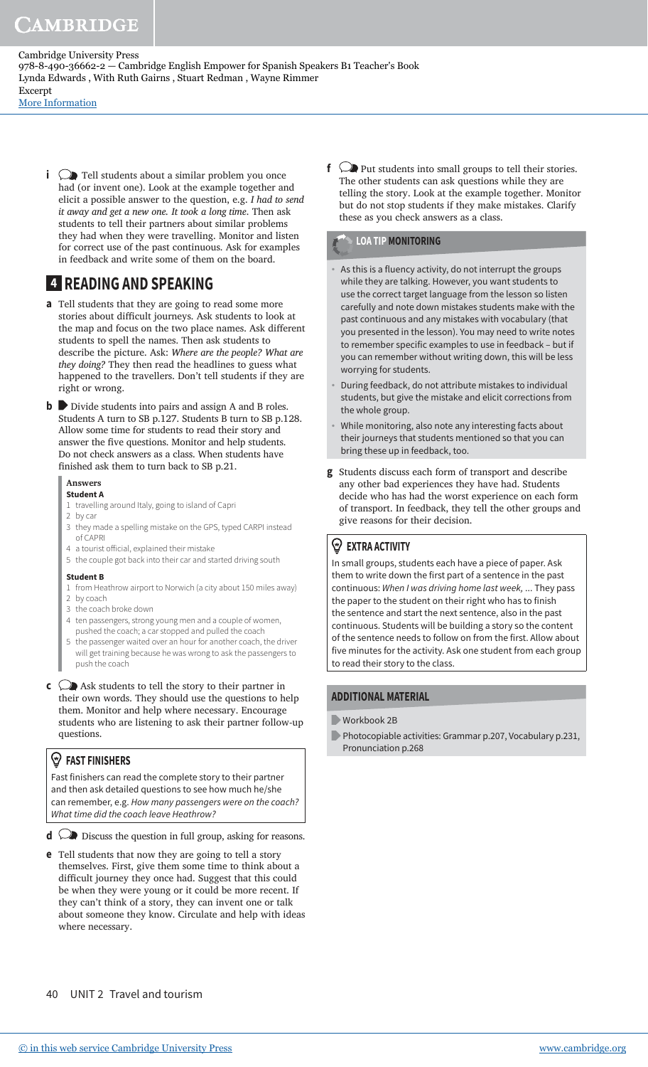**i** Tell students about a similar problem you once had (or invent one). Look at the example together and elicit a possible answer to the question, e.g. *I had to send it away and get a new one. It took a long time*. Then ask students to tell their partners about similar problems they had when they were travelling. Monitor and listen for correct use of the past continuous. Ask for examples in feedback and write some of them on the board.

## 4 READING AND SPEAKING

**a** Tell students that they are going to read some more stories about difficult journeys. Ask students to look at the map and focus on the two place names. Ask different students to spell the names. Then ask students to describe the picture. Ask: *Where are the people? What are they doing?* They then read the headlines to guess what happened to the travellers. Don't tell students if they are right or wrong.

**b** Divide students into pairs and assign A and B roles. Students A turn to SB p.127. Students B turn to SB p.128. Allow some time for students to read their story and answer the five questions. Monitor and help students. Do not check answers as a class. When students have finished ask them to turn back to SB p.21.

**Answers**

**Student A**

1 travelling around Italy, going to island of Capri
2 by car
3 they made a spelling mistake on the GPS, typed CARPI instead of CAPRI
4 a tourist official, explained their mistake
5 the couple got back into their car and started driving south

**Student B**

1 from Heathrow airport to Norwich (a city about 150 miles away)
2 by coach
3 the coach broke down
4 ten passengers, strong young men and a couple of women, pushed the coach; a car stopped and pulled the coach
5 the passenger waited over an hour for another coach, the driver will get training because he was wrong to ask the passengers to push the coach

**c** Ask students to tell the story to their partner in their own words. They should use the questions to help them. Monitor and help where necessary. Encourage students who are listening to ask their partner follow-up questions.

### FAST FINISHERS

Fast finishers can read the complete story to their partner and then ask detailed questions to see how much he/she can remember, e.g. *How many passengers were on the coach? What time did the coach leave Heathrow?*

**d** Discuss the question in full group, asking for reasons.

**e** Tell students that now they are going to tell a story themselves. First, give them some time to think about a difficult journey they once had. Suggest that this could be when they were young or it could be more recent. If they can't think of a story, they can invent one or talk about someone they know. Circulate and help with ideas where necessary.

**f** Put students into small groups to tell their stories. The other students can ask questions while they are telling the story. Look at the example together. Monitor but do not stop students if they make mistakes. Clarify these as you check answers as a class.

### LOA TIP MONITORING

- As this is a fluency activity, do not interrupt the groups while they are talking. However, you want students to use the correct target language from the lesson so listen carefully and note down mistakes students make with the past continuous and any mistakes with vocabulary (that you presented in the lesson). You may need to write notes to remember specific examples to use in feedback – but if you can remember without writing down, this will be less worrying for students.
- During feedback, do not attribute mistakes to individual students, but give the mistake and elicit corrections from the whole group.
- While monitoring, also note any interesting facts about their journeys that students mentioned so that you can bring these up in feedback, too.

**g** Students discuss each form of transport and describe any other bad experiences they have had. Students decide who has had the worst experience on each form of transport. In feedback, they tell the other groups and give reasons for their decision.

### EXTRA ACTIVITY

In small groups, students each have a piece of paper. Ask them to write down the first part of a sentence in the past continuous: *When I was driving home last week, …* They pass the paper to the student on their right who has to finish the sentence and start the next sentence, also in the past continuous. Students will be building a story so the content of the sentence needs to follow on from the first. Allow about five minutes for the activity. Ask one student from each group to read their story to the class.

### ADDITIONAL MATERIAL

- Workbook 2B
- Photocopiable activities: Grammar p.207, Vocabulary p.231, Pronunciation p.268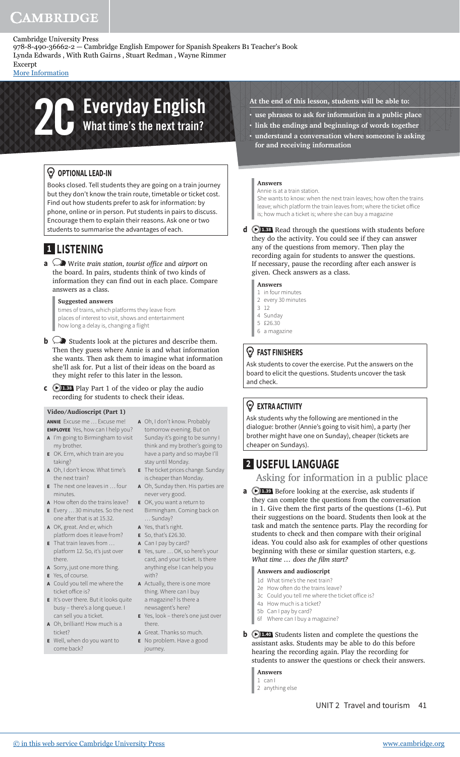Cambridge University Press
978-8-490-36662-2 — Cambridge English Empower for Spanish Speakers B1 Teacher's Book
Lynda Edwards , With Ruth Gairns , Stuart Redman , Wayne Rimmer
Excerpt
More Information

# 2C Everyday English
## What time's the next train?

**At the end of this lesson, students will be able to:**

- **use phrases to ask for information in a public place**
- **link the endings and beginnings of words together**
- **understand a conversation where someone is asking for and receiving information**

### OPTIONAL LEAD-IN

Books closed. Tell students they are going on a train journey but they don't know the train route, timetable or ticket cost. Find out how students prefer to ask for information: by phone, online or in person. Put students in pairs to discuss. Encourage them to explain their reasons. Ask one or two students to summarise the advantages of each.

## 1 LISTENING

**a** Write *train station*, *tourist office* and *airport* on the board. In pairs, students think of two kinds of information they can find out in each place. Compare answers as a class.

**Suggested answers**

times of trains, which platforms they leave from
places of interest to visit, shows and entertainment
how long a delay is, changing a flight

**b** Students look at the pictures and describe them. Then they guess where Annie is and what information she wants. Then ask them to imagine what information she'll ask for. Put a list of their ideas on the board as they might refer to this later in the lesson.

**c** 1.38 Play Part 1 of the video or play the audio recording for students to check their ideas.

**Video/Audioscript (Part 1)**

**ANNIE** Excuse me … Excuse me!
**EMPLOYEE** Yes, how can I help you?
**A** I'm going to Birmingham to visit my brother.
**E** OK. Erm, which train are you taking?
**A** Oh, I don't know. What time's the next train?
**E** The next one leaves in … four minutes.
**A** How often do the trains leave?
**E** Every … 30 minutes. So the next one after that is at 15.32.
**A** OK, great. And er, which platform does it leave from?
**E** That train leaves from … platform 12. So, it's just over there.
**A** Sorry, just one more thing.
**E** Yes, of course.
**A** Could you tell me where the ticket office is?
**E** It's over there. But it looks quite busy – there's a long queue. I can sell you a ticket.
**A** Oh, brilliant! How much is a ticket?
**E** Well, when do you want to come back?
**A** Oh, I don't know. Probably tomorrow evening. But on Sunday it's going to be sunny I think and my brother's going to have a party and so maybe I'll stay until Monday.
**E** The ticket prices change. Sunday is cheaper than Monday.
**A** Oh, Sunday then. His parties are never very good.
**E** OK, you want a return to Birmingham. Coming back on … Sunday?
**A** Yes, that's right.
**E** So, that's £26.30.
**A** Can I pay by card?
**E** Yes, sure … OK, so here's your card, and your ticket. Is there anything else I can help you with?
**A** Actually, there is one more thing. Where can I buy a magazine? Is there a newsagent's here?
**E** Yes, look – there's one just over there.
**A** Great. Thanks so much.
**E** No problem. Have a good journey.

**Answers**

Annie is at a train station.
She wants to know: when the next train leaves; how often the trains leave; which platform the train leaves from; where the ticket office is; how much a ticket is; where she can buy a magazine

**d** 1.38 Read through the questions with students before they do the activity. You could see if they can answer any of the questions from memory. Then play the recording again for students to answer the questions. If necessary, pause the recording after each answer is given. Check answers as a class.

**Answers**

1 in four minutes
2 every 30 minutes
3 12
4 Sunday
5 £26.30
6 a magazine

### FAST FINISHERS

Ask students to cover the exercise. Put the answers on the board to elicit the questions. Students uncover the task and check.

### EXTRA ACTIVITY

Ask students why the following are mentioned in the dialogue: brother (Annie's going to visit him), a party (her brother might have one on Sunday), cheaper (tickets are cheaper on Sundays).

## 2 USEFUL LANGUAGE

### Asking for information in a public place

**a** 1.39 Before looking at the exercise, ask students if they can complete the questions from the conversation in 1. Give them the first parts of the questions (1–6). Put their suggestions on the board. Students then look at the task and match the sentence parts. Play the recording for students to check and then compare with their original ideas. You could also ask for examples of other questions beginning with these or similar question starters, e.g. *What time … does the film start?*

**Answers and audioscript**

1d What time's the next train?
2e How often do the trains leave?
3c Could you tell me where the ticket office is?
4a How much is a ticket?
5b Can I pay by card?
6f Where can I buy a magazine?

**b** 1.40 Students listen and complete the questions the assistant asks. Students may be able to do this before hearing the recording again. Play the recording for students to answer the questions or check their answers.

**Answers**

1 can I
2 anything else

UNIT 2 Travel and tourism

© in this web service Cambridge University Press www.cambridge.org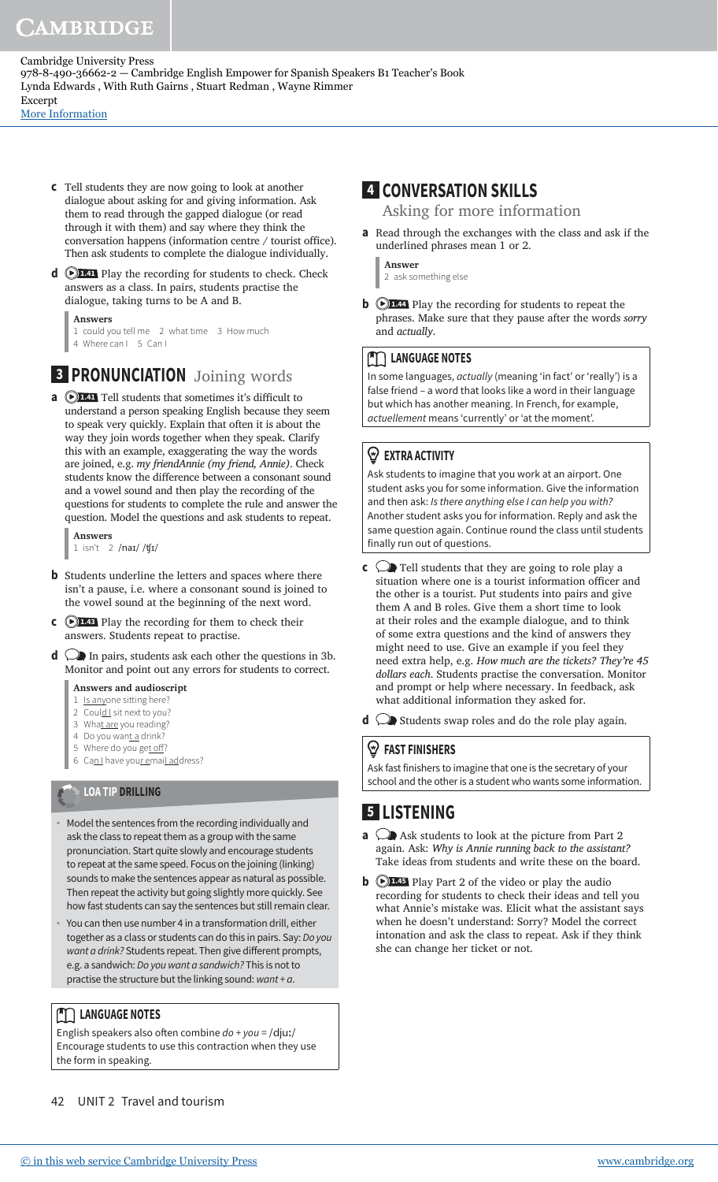**c** Tell students they are now going to look at another dialogue about asking for and giving information. Ask them to read through the gapped dialogue (or read through it with them) and say where they think the conversation happens (information centre / tourist office). Then ask students to complete the dialogue individually.

**d** 1.41 Play the recording for students to check. Check answers as a class. In pairs, students practise the dialogue, taking turns to be A and B.

> **Answers**
> 1 could you tell me 2 what time 3 How much
> 4 Where can I 5 Can I

## 3 PRONUNCIATION Joining words

**a** 1.41 Tell students that sometimes it's difficult to understand a person speaking English because they seem to speak very quickly. Explain that often it is about the way they join words together when they speak. Clarify this with an example, exaggerating the way the words are joined, e.g. *my friendAnnie (my friend, Annie)*. Check students know the difference between a consonant sound and a vowel sound and then play the recording of the questions for students to complete the rule and answer the question. Model the questions and ask students to repeat.

> **Answers**
> 1 isn't 2 /naɪ/ /tʃɪ/

**b** Students underline the letters and spaces where there isn't a pause, i.e. where a consonant sound is joined to the vowel sound at the beginning of the next word.

**c** 1.43 Play the recording for them to check their answers. Students repeat to practise.

**d** In pairs, students ask each other the questions in 3b. Monitor and point out any errors for students to correct.

> **Answers and audioscript**
> 1 Is anyone sitting here?
> 2 Could I sit next to you?
> 3 What are you reading?
> 4 Do you want a drink?
> 5 Where do you get off?
> 6 Can I have your email address?

### LOA TIP DRILLING

- Model the sentences from the recording individually and ask the class to repeat them as a group with the same pronunciation. Start quite slowly and encourage students to repeat at the same speed. Focus on the joining (linking) sounds to make the sentences appear as natural as possible. Then repeat the activity but going slightly more quickly. See how fast students can say the sentences but still remain clear.
- You can then use number 4 in a transformation drill, either together as a class or students can do this in pairs. Say: *Do you want a drink?* Students repeat. Then give different prompts, e.g. a sandwich: *Do you want a sandwich?* This is not to practise the structure but the linking sound: *want* + *a*.

### LANGUAGE NOTES

English speakers also often combine *do* + *you* = /djuː/
Encourage students to use this contraction when they use the form in speaking.

## 4 CONVERSATION SKILLS

### Asking for more information

**a** Read through the exchanges with the class and ask if the underlined phrases mean 1 or 2.

> **Answer**
> 2 ask something else

**b** 1.44 Play the recording for students to repeat the phrases. Make sure that they pause after the words *sorry* and *actually*.

### LANGUAGE NOTES

In some languages, *actually* (meaning 'in fact' or 'really') is a false friend – a word that looks like a word in their language but which has another meaning. In French, for example, *actuellement* means 'currently' or 'at the moment'.

### EXTRA ACTIVITY

Ask students to imagine that you work at an airport. One student asks you for some information. Give the information and then ask: *Is there anything else I can help you with?* Another student asks you for information. Reply and ask the same question again. Continue round the class until students finally run out of questions.

**c** Tell students that they are going to role play a situation where one is a tourist information officer and the other is a tourist. Put students into pairs and give them A and B roles. Give them a short time to look at their roles and the example dialogue, and to think of some extra questions and the kind of answers they might need to use. Give an example if you feel they need extra help, e.g. *How much are the tickets? They're 45 dollars each.* Students practise the conversation. Monitor and prompt or help where necessary. In feedback, ask what additional information they asked for.

**d** Students swap roles and do the role play again.

### FAST FINISHERS

Ask fast finishers to imagine that one is the secretary of your school and the other is a student who wants some information.

## 5 LISTENING

**a** Ask students to look at the picture from Part 2 again. Ask: *Why is Annie running back to the assistant?* Take ideas from students and write these on the board.

**b** 1.45 Play Part 2 of the video or play the audio recording for students to check their ideas and tell you what Annie's mistake was. Elicit what the assistant says when he doesn't understand: Sorry? Model the correct intonation and ask the class to repeat. Ask if they think she can change her ticket or not.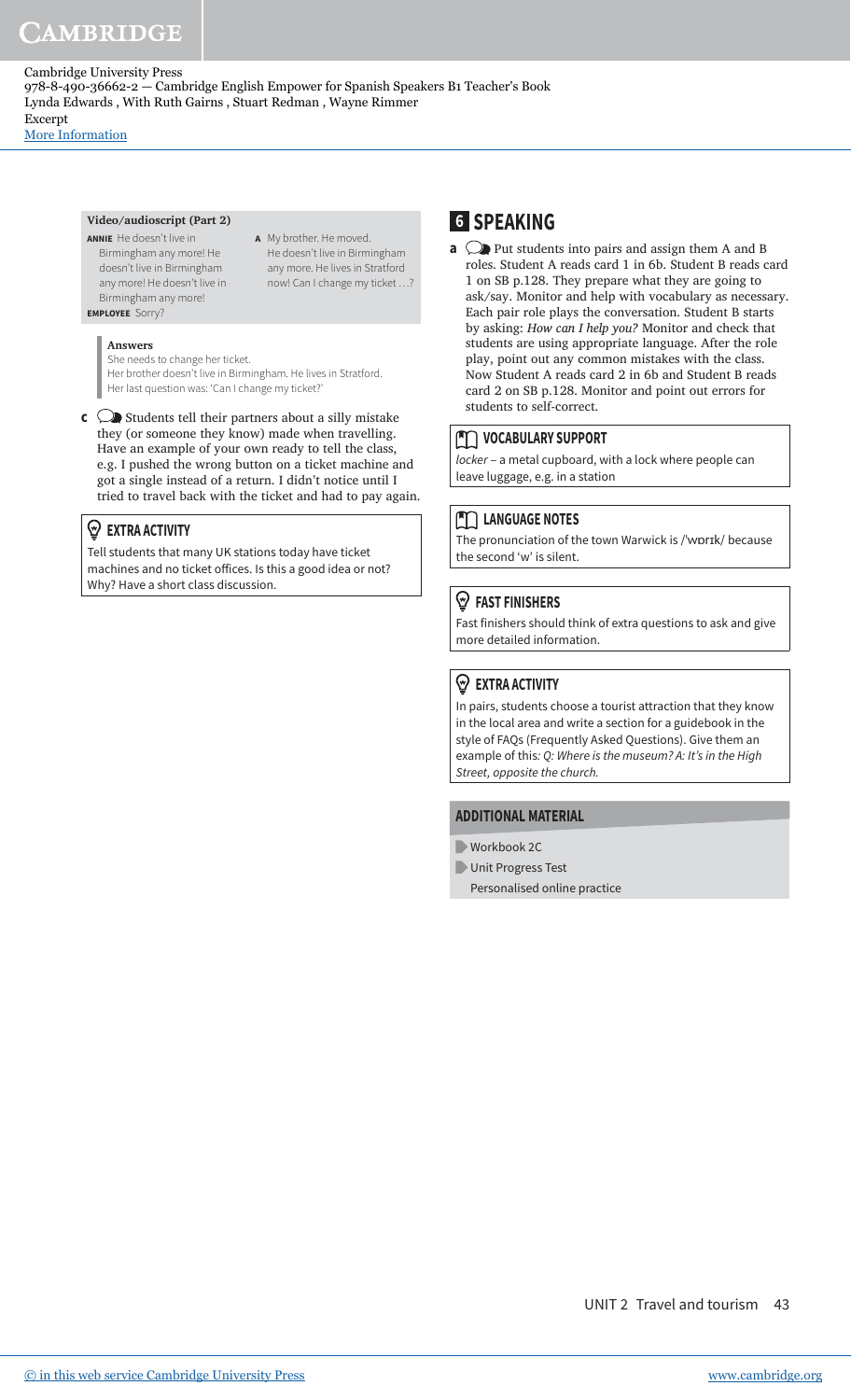**Video/audioscript (Part 2)**

**ANNIE** He doesn't live in Birmingham any more! He doesn't live in Birmingham any more! He doesn't live in Birmingham any more!

**EMPLOYEE** Sorry?

**A** My brother. He moved. He doesn't live in Birmingham any more. He lives in Stratford now! Can I change my ticket …?

**Answers**

She needs to change her ticket.
Her brother doesn't live in Birmingham. He lives in Stratford.
Her last question was: 'Can I change my ticket?'

**c** Students tell their partners about a silly mistake they (or someone they know) made when travelling. Have an example of your own ready to tell the class, e.g. I pushed the wrong button on a ticket machine and got a single instead of a return. I didn't notice until I tried to travel back with the ticket and had to pay again.

### EXTRA ACTIVITY

Tell students that many UK stations today have ticket machines and no ticket offices. Is this a good idea or not? Why? Have a short class discussion.

## 6 SPEAKING

**a** Put students into pairs and assign them A and B roles. Student A reads card 1 in 6b. Student B reads card 1 on SB p.128. They prepare what they are going to ask/say. Monitor and help with vocabulary as necessary. Each pair role plays the conversation. Student B starts by asking: *How can I help you?* Monitor and check that students are using appropriate language. After the role play, point out any common mistakes with the class. Now Student A reads card 2 in 6b and Student B reads card 2 on SB p.128. Monitor and point out errors for students to self-correct.

### VOCABULARY SUPPORT

*locker* – a metal cupboard, with a lock where people can leave luggage, e.g. in a station

### LANGUAGE NOTES

The pronunciation of the town Warwick is /ˈwɒrɪk/ because the second 'w' is silent.

### FAST FINISHERS

Fast finishers should think of extra questions to ask and give more detailed information.

### EXTRA ACTIVITY

In pairs, students choose a tourist attraction that they know in the local area and write a section for a guidebook in the style of FAQs (Frequently Asked Questions). Give them an example of this: *Q: Where is the museum? A: It's in the High Street, opposite the church.*

### ADDITIONAL MATERIAL

- Workbook 2C
- Unit Progress Test
- Personalised online practice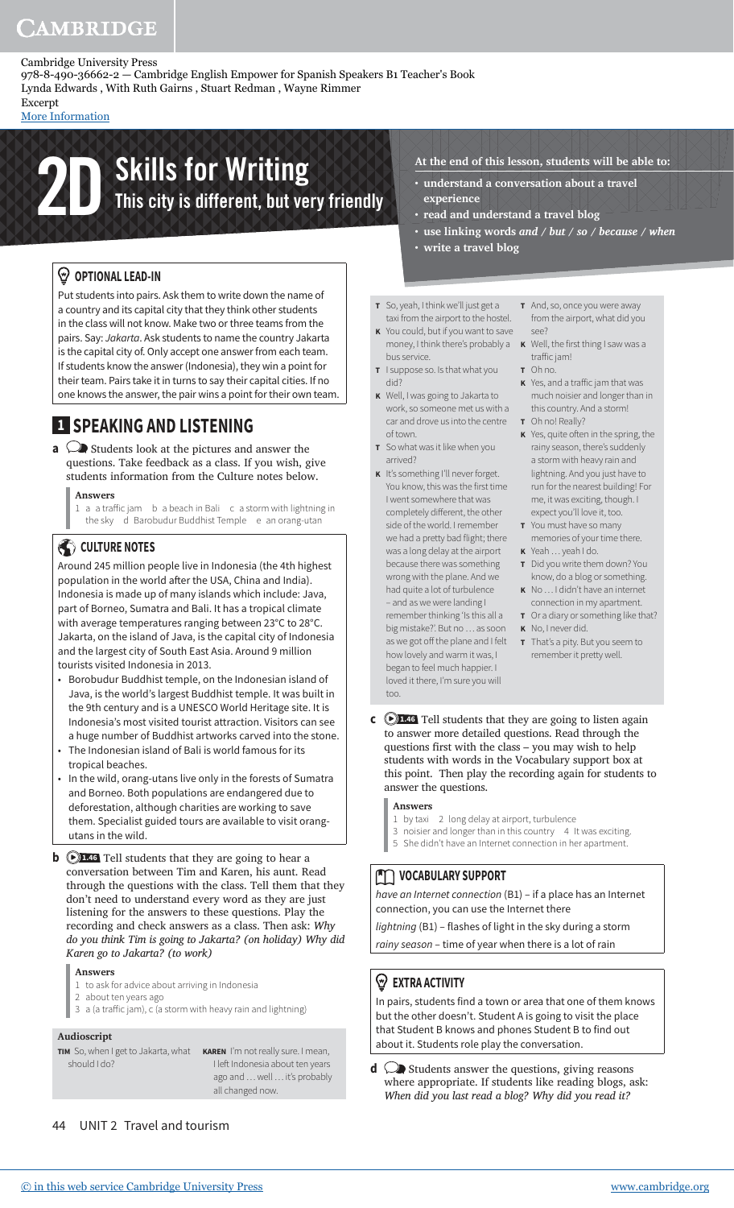Cambridge University Press
978-8-490-36662-2 — Cambridge English Empower for Spanish Speakers B1 Teacher's Book
Lynda Edwards , With Ruth Gairns , Stuart Redman , Wayne Rimmer
Excerpt
More Information

# 2D Skills for Writing
## This city is different, but very friendly

**At the end of this lesson, students will be able to:**

- **understand a conversation about a travel experience**
- **read and understand a travel blog**
- **use linking words *and / but / so / because / when***
- **write a travel blog**

### OPTIONAL LEAD-IN

Put students into pairs. Ask them to write down the name of a country and its capital city that they think other students in the class will not know. Make two or three teams from the pairs. Say: *Jakarta*. Ask students to name the country Jakarta is the capital city of. Only accept one answer from each team. If students know the answer (Indonesia), they win a point for their team. Pairs take it in turns to say their capital cities. If no one knows the answer, the pair wins a point for their own team.

## 1 SPEAKING AND LISTENING

**a** Students look at the pictures and answer the questions. Take feedback as a class. If you wish, give students information from the Culture notes below.

**Answers**
1 a a traffic jam b a beach in Bali c a storm with lightning in the sky d Barobudur Buddhist Temple e an orang-utan

### CULTURE NOTES

Around 245 million people live in Indonesia (the 4th highest population in the world after the USA, China and India). Indonesia is made up of many islands which include: Java, part of Borneo, Sumatra and Bali. It has a tropical climate with average temperatures ranging between 23°C to 28°C. Jakarta, on the island of Java, is the capital city of Indonesia and the largest city of South East Asia. Around 9 million tourists visited Indonesia in 2013.

- Borobudur Buddhist temple, on the Indonesian island of Java, is the world's largest Buddhist temple. It was built in the 9th century and is a UNESCO World Heritage site. It is Indonesia's most visited tourist attraction. Visitors can see a huge number of Buddhist artworks carved into the stone.
- The Indonesian island of Bali is world famous for its tropical beaches.
- In the wild, orang-utans live only in the forests of Sumatra and Borneo. Both populations are endangered due to deforestation, although charities are working to save them. Specialist guided tours are available to visit orang-utans in the wild.

**b** 1.46 Tell students that they are going to hear a conversation between Tim and Karen, his aunt. Read through the questions with the class. Tell them that they don't need to understand every word as they are just listening for the answers to these questions. Play the recording and check answers as a class. Then ask: *Why do you think Tim is going to Jakarta? (on holiday) Why did Karen go to Jakarta? (to work)*

**Answers**
1 to ask for advice about arriving in Indonesia
2 about ten years ago
3 a (a traffic jam), c (a storm with heavy rain and lightning)

**Audioscript**

**TIM** So, when I get to Jakarta, what should I do?
**KAREN** I'm not really sure. I mean, I left Indonesia about ten years ago and … well … it's probably all changed now.
**T** So, yeah, I think we'll just get a taxi from the airport to the hostel.
**K** You could, but if you want to save money, I think there's probably a bus service.
**T** I suppose so. Is that what you did?
**K** Well, I was going to Jakarta to work, so someone met us with a car and drove us into the centre of town.
**T** So what was it like when you arrived?
**K** It's something I'll never forget. You know, this was the first time I went somewhere that was completely different, the other side of the world. I remember we had a pretty bad flight; there was a long delay at the airport because there was something wrong with the plane. And we had quite a lot of turbulence – and as we were landing I remember thinking 'Is this all a big mistake?'. But no … as soon as we got off the plane and I felt how lovely and warm it was, I began to feel much happier. I loved it there, I'm sure you will too.
**T** And, so, once you were away from the airport, what did you see?
**K** Well, the first thing I saw was a traffic jam!
**T** Oh no.
**K** Yes, and a traffic jam that was much noisier and longer than in this country. And a storm!
**T** Oh no! Really?
**K** Yes, quite often in the spring, the rainy season, there's suddenly a storm with heavy rain and lightning. And you just have to run for the nearest building! For me, it was exciting, though. I expect you'll love it, too.
**T** You must have so many memories of your time there.
**K** Yeah … yeah I do.
**T** Did you write them down? You know, do a blog or something.
**K** No … I didn't have an internet connection in my apartment.
**T** Or a diary or something like that?
**K** No, I never did.
**T** That's a pity. But you seem to remember it pretty well.

**c** 1.46 Tell students that they are going to listen again to answer more detailed questions. Read through the questions first with the class – you may wish to help students with words in the Vocabulary support box at this point. Then play the recording again for students to answer the questions.

**Answers**
1 by taxi 2 long delay at airport, turbulence
3 noisier and longer than in this country 4 It was exciting.
5 She didn't have an Internet connection in her apartment.

### VOCABULARY SUPPORT

*have an Internet connection* (B1) – if a place has an Internet connection, you can use the Internet there
*lightning* (B1) – flashes of light in the sky during a storm
*rainy season* – time of year when there is a lot of rain

### EXTRA ACTIVITY

In pairs, students find a town or area that one of them knows but the other doesn't. Student A is going to visit the place that Student B knows and phones Student B to find out about it. Students role play the conversation.

**d** Students answer the questions, giving reasons where appropriate. If students like reading blogs, ask: *When did you last read a blog? Why did you read it?*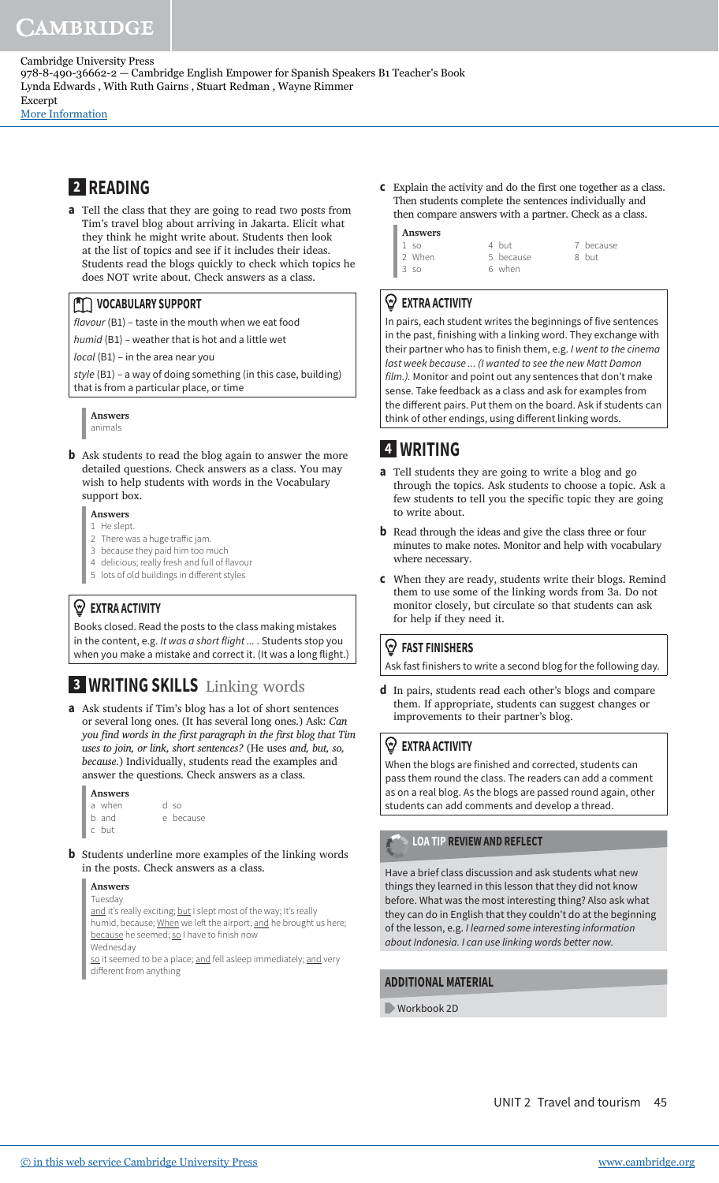## 2 READING

**a** Tell the class that they are going to read two posts from Tim's travel blog about arriving in Jakarta. Elicit what they think he might write about. Students then look at the list of topics and see if it includes their ideas. Students read the blogs quickly to check which topics he does NOT write about. Check answers as a class.

### VOCABULARY SUPPORT

*flavour* (B1) – taste in the mouth when we eat food

*humid* (B1) – weather that is hot and a little wet

*local* (B1) – in the area near you

*style* (B1) – a way of doing something (in this case, building) that is from a particular place, or time

**Answers**
animals

**b** Ask students to read the blog again to answer the more detailed questions. Check answers as a class. You may wish to help students with words in the Vocabulary support box.

**Answers**
1 He slept.
2 There was a huge traffic jam.
3 because they paid him too much
4 delicious; really fresh and full of flavour
5 lots of old buildings in different styles

### EXTRA ACTIVITY

Books closed. Read the posts to the class making mistakes in the content, e.g. *It was a short flight ...* . Students stop you when you make a mistake and correct it. (It was a long flight.)

## 3 WRITING SKILLS Linking words

**a** Ask students if Tim's blog has a lot of short sentences or several long ones. (It has several long ones.) Ask: *Can you find words in the first paragraph in the first blog that Tim uses to join, or link, short sentences?* (He uses *and, but, so, because*.) Individually, students read the examples and answer the questions. Check answers as a class.

**Answers**
a when
b and
c but
d so
e because

**b** Students underline more examples of the linking words in the posts. Check answers as a class.

**Answers**
Tuesday
and it's really exciting; but I slept most of the way; It's really humid, because; When we left the airport; and he brought us here; because he seemed; so I have to finish now
Wednesday
so it seemed to be a place; and fell asleep immediately; and very different from anything

**c** Explain the activity and do the first one together as a class. Then students complete the sentences individually and then compare answers with a partner. Check as a class.

**Answers**
1 so
2 When
3 so
4 but
5 because
6 when
7 because
8 but

### EXTRA ACTIVITY

In pairs, each student writes the beginnings of five sentences in the past, finishing with a linking word. They exchange with their partner who has to finish them, e.g. *I went to the cinema last week because ... (I wanted to see the new Matt Damon film.).* Monitor and point out any sentences that don't make sense. Take feedback as a class and ask for examples from the different pairs. Put them on the board. Ask if students can think of other endings, using different linking words.

## 4 WRITING

**a** Tell students they are going to write a blog and go through the topics. Ask students to choose a topic. Ask a few students to tell you the specific topic they are going to write about.

**b** Read through the ideas and give the class three or four minutes to make notes. Monitor and help with vocabulary where necessary.

**c** When they are ready, students write their blogs. Remind them to use some of the linking words from 3a. Do not monitor closely, but circulate so that students can ask for help if they need it.

### FAST FINISHERS

Ask fast finishers to write a second blog for the following day.

**d** In pairs, students read each other's blogs and compare them. If appropriate, students can suggest changes or improvements to their partner's blog.

### EXTRA ACTIVITY

When the blogs are finished and corrected, students can pass them round the class. The readers can add a comment as on a real blog. As the blogs are passed round again, other students can add comments and develop a thread.

### LOA TIP REVIEW AND REFLECT

Have a brief class discussion and ask students what new things they learned in this lesson that they did not know before. What was the most interesting thing? Also ask what they can do in English that they couldn't do at the beginning of the lesson, e.g. *I learned some interesting information about Indonesia. I can use linking words better now.*

### ADDITIONAL MATERIAL

Workbook 2D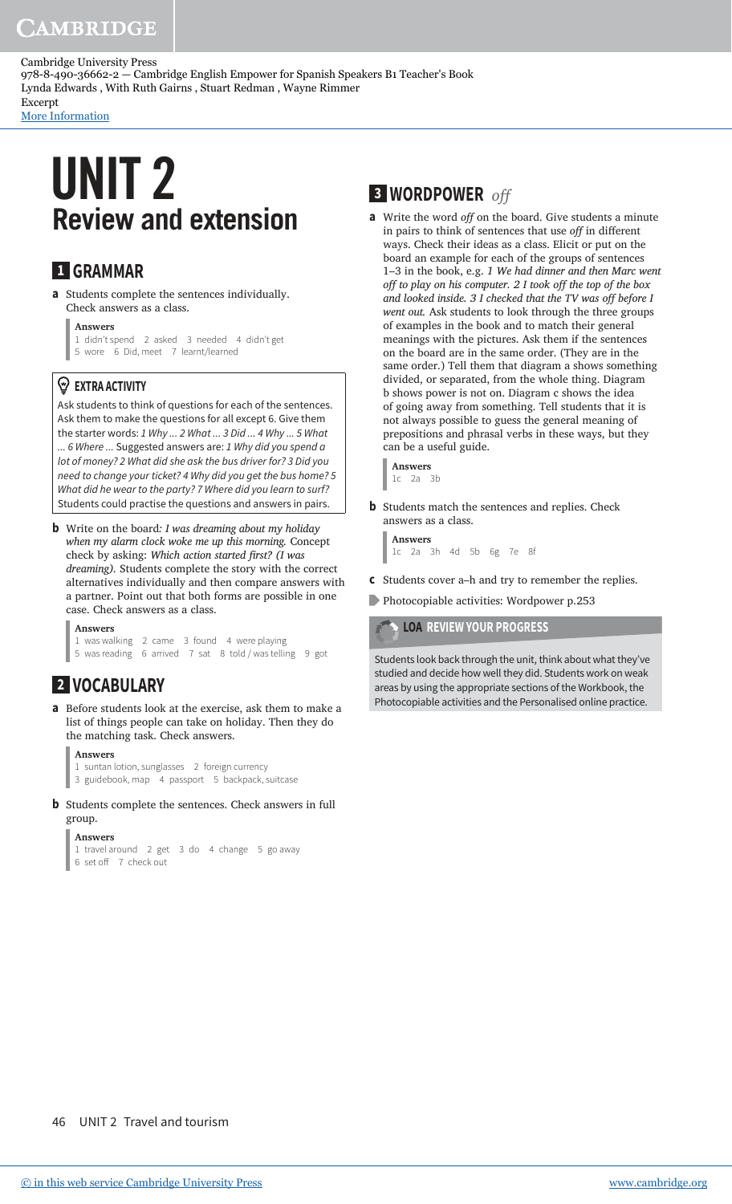# UNIT 2
## Review and extension

## 1 GRAMMAR

**a** Students complete the sentences individually. Check answers as a class.

**Answers**
1 didn't spend 2 asked 3 needed 4 didn't get
5 wore 6 Did, meet 7 learnt/learned

### EXTRA ACTIVITY

Ask students to think of questions for each of the sentences. Ask them to make the questions for all except 6. Give them the starter words: *1 Why … 2 What … 3 Did … 4 Why … 5 What … 6 Where …* Suggested answers are: *1 Why did you spend a lot of money? 2 What did she ask the bus driver for? 3 Did you need to change your ticket? 4 Why did you get the bus home? 5 What did he wear to the party? 7 Where did you learn to surf?* Students could practise the questions and answers in pairs.

**b** Write on the board: *I was dreaming about my holiday when my alarm clock woke me up this morning.* Concept check by asking: *Which action started first? (I was dreaming).* Students complete the story with the correct alternatives individually and then compare answers with a partner. Point out that both forms are possible in one case. Check answers as a class.

**Answers**
1 was walking 2 came 3 found 4 were playing
5 was reading 6 arrived 7 sat 8 told / was telling 9 got

## 2 VOCABULARY

**a** Before students look at the exercise, ask them to make a list of things people can take on holiday. Then they do the matching task. Check answers.

**Answers**
1 suntan lotion, sunglasses 2 foreign currency
3 guidebook, map 4 passport 5 backpack, suitcase

**b** Students complete the sentences. Check answers in full group.

**Answers**
1 travel around 2 get 3 do 4 change 5 go away
6 set off 7 check out

## 3 WORDPOWER *off*

**a** Write the word *off* on the board. Give students a minute in pairs to think of sentences that use *off* in different ways. Check their ideas as a class. Elicit or put on the board an example for each of the groups of sentences 1–3 in the book, e.g. *1 We had dinner and then Marc went off to play on his computer. 2 I took off the top of the box and looked inside. 3 I checked that the TV was off before I went out.* Ask students to look through the three groups of examples in the book and to match their general meanings with the pictures. Ask them if the sentences on the board are in the same order. (They are in the same order.) Tell them that diagram a shows something divided, or separated, from the whole thing. Diagram b shows power is not on. Diagram c shows the idea of going away from something. Tell students that it is not always possible to guess the general meaning of prepositions and phrasal verbs in these ways, but they can be a useful guide.

**Answers**
1c 2a 3b

**b** Students match the sentences and replies. Check answers as a class.

**Answers**
1c 2a 3h 4d 5b 6g 7e 8f

**c** Students cover a–h and try to remember the replies.

Photocopiable activities: Wordpower p.253

### LOA REVIEW YOUR PROGRESS

Students look back through the unit, think about what they've studied and decide how well they did. Students work on weak areas by using the appropriate sections of the Workbook, the Photocopiable activities and the Personalised online practice.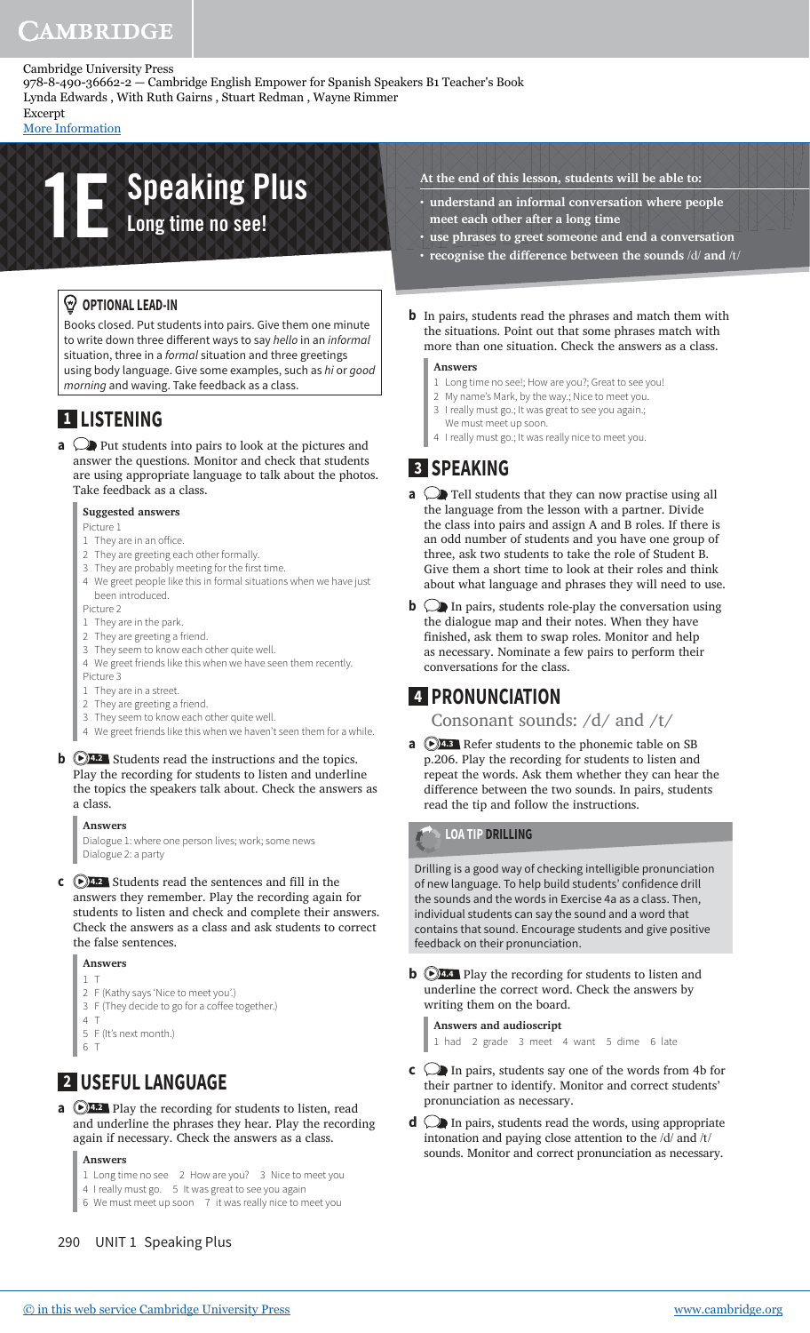# 1E Speaking Plus

## Long time no see!

**At the end of this lesson, students will be able to:**

- **understand an informal conversation where people meet each other after a long time**
- **use phrases to greet someone and end a conversation**
- **recognise the difference between the sounds** /d/ **and** /t/

### OPTIONAL LEAD-IN

Books closed. Put students into pairs. Give them one minute to write down three different ways to say *hello* in an *informal* situation, three in a *formal* situation and three greetings using body language. Give some examples, such as *hi* or *good morning* and waving. Take feedback as a class.

## 1 LISTENING

**a** Put students into pairs to look at the pictures and answer the questions. Monitor and check that students are using appropriate language to talk about the photos. Take feedback as a class.

**Suggested answers**

Picture 1

1. They are in an office.
2. They are greeting each other formally.
3. They are probably meeting for the first time.
4. We greet people like this in formal situations when we have just been introduced.

Picture 2

1. They are in the park.
2. They are greeting a friend.
3. They seem to know each other quite well.
4. We greet friends like this when we have seen them recently.

Picture 3

1. They are in a street.
2. They are greeting a friend.
3. They seem to know each other quite well.
4. We greet friends like this when we haven't seen them for a while.

**b** 4.2 Students read the instructions and the topics. Play the recording for students to listen and underline the topics the speakers talk about. Check the answers as a class.

**Answers**

Dialogue 1: where one person lives; work; some news
Dialogue 2: a party

**c** 4.2 Students read the sentences and fill in the answers they remember. Play the recording again for students to listen and check and complete their answers. Check the answers as a class and ask students to correct the false sentences.

**Answers**

1. T
2. F (Kathy says 'Nice to meet you'.)
3. F (They decide to go for a coffee together.)
4. T
5. F (It's next month.)
6. T

## 2 USEFUL LANGUAGE

**a** 4.2 Play the recording for students to listen, read and underline the phrases they hear. Play the recording again if necessary. Check the answers as a class.

**Answers**

1 Long time no see 2 How are you? 3 Nice to meet you
4 I really must go. 5 It was great to see you again
6 We must meet up soon 7 it was really nice to meet you

**b** In pairs, students read the phrases and match them with the situations. Point out that some phrases match with more than one situation. Check the answers as a class.

**Answers**

1. Long time no see!; How are you?; Great to see you!
2. My name's Mark, by the way.; Nice to meet you.
3. I really must go.; It was great to see you again.; We must meet up soon.
4. I really must go.; It was really nice to meet you.

## 3 SPEAKING

**a** Tell students that they can now practise using all the language from the lesson with a partner. Divide the class into pairs and assign A and B roles. If there is an odd number of students and you have one group of three, ask two students to take the role of Student B. Give them a short time to look at their roles and think about what language and phrases they will need to use.

**b** In pairs, students role-play the conversation using the dialogue map and their notes. When they have finished, ask them to swap roles. Monitor and help as necessary. Nominate a few pairs to perform their conversations for the class.

## 4 PRONUNCIATION

Consonant sounds: /d/ and /t/

**a** 4.3 Refer students to the phonemic table on SB p.206. Play the recording for students to listen and repeat the words. Ask them whether they can hear the difference between the two sounds. In pairs, students read the tip and follow the instructions.

### LOA TIP DRILLING

Drilling is a good way of checking intelligible pronunciation of new language. To help build students' confidence drill the sounds and the words in Exercise 4a as a class. Then, individual students can say the sound and a word that contains that sound. Encourage students and give positive feedback on their pronunciation.

**b** 4.4 Play the recording for students to listen and underline the correct word. Check the answers by writing them on the board.

**Answers and audioscript**

1 had 2 grade 3 meet 4 want 5 dime 6 late

**c** In pairs, students say one of the words from 4b for their partner to identify. Monitor and correct students' pronunciation as necessary.

**d** In pairs, students read the words, using appropriate intonation and paying close attention to the /d/ and /t/ sounds. Monitor and correct pronunciation as necessary.

UNIT 1 Speaking Plus